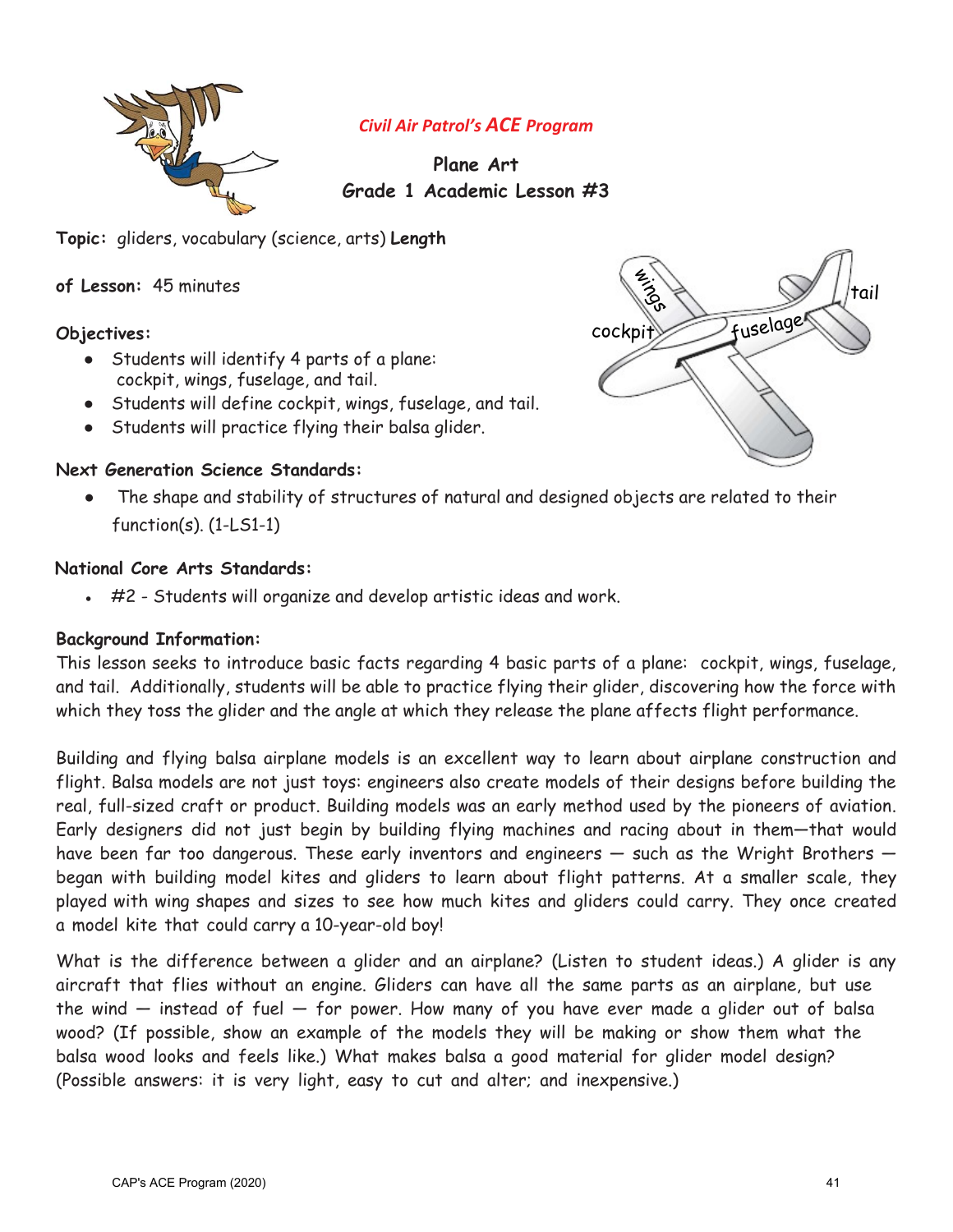*Civil Air Patrol's ACE Program*

**Plane Art**
**Grade 1 Academic Lesson #3**

**Topic:** gliders, vocabulary (science, arts) **Length of Lesson:** 45 minutes

**Objectives:**

- Students will identify 4 parts of a plane: cockpit, wings, fuselage, and tail.
- Students will define cockpit, wings, fuselage, and tail.
- Students will practice flying their balsa glider.

**Next Generation Science Standards:**

- The shape and stability of structures of natural and designed objects are related to their function(s). (1-LS1-1)

**National Core Arts Standards:**

- #2 - Students will organize and develop artistic ideas and work.

**Background Information:**

This lesson seeks to introduce basic facts regarding 4 basic parts of a plane: cockpit, wings, fuselage, and tail. Additionally, students will be able to practice flying their glider, discovering how the force with which they toss the glider and the angle at which they release the plane affects flight performance.

Building and flying balsa airplane models is an excellent way to learn about airplane construction and flight. Balsa models are not just toys: engineers also create models of their designs before building the real, full-sized craft or product. Building models was an early method used by the pioneers of aviation. Early designers did not just begin by building flying machines and racing about in them—that would have been far too dangerous. These early inventors and engineers — such as the Wright Brothers — began with building model kites and gliders to learn about flight patterns. At a smaller scale, they played with wing shapes and sizes to see how much kites and gliders could carry. They once created a model kite that could carry a 10-year-old boy!

What is the difference between a glider and an airplane? (Listen to student ideas.) A glider is any aircraft that flies without an engine. Gliders can have all the same parts as an airplane, but use the wind — instead of fuel — for power. How many of you have ever made a glider out of balsa wood? (If possible, show an example of the models they will be making or show them what the balsa wood looks and feels like.) What makes balsa a good material for glider model design? (Possible answers: it is very light, easy to cut and alter; and inexpensive.)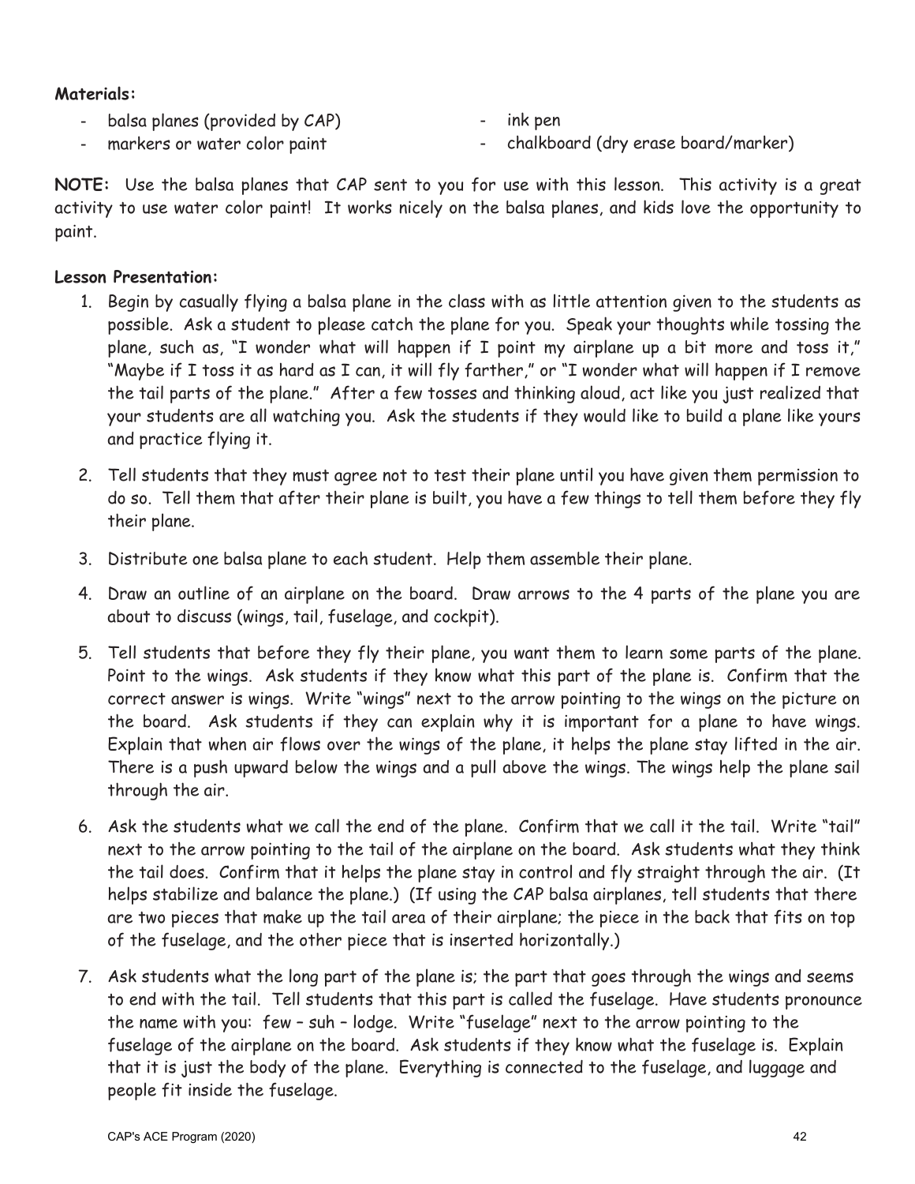**Materials:**

- balsa planes (provided by CAP)
- markers or water color paint
- ink pen
- chalkboard (dry erase board/marker)

**NOTE:** Use the balsa planes that CAP sent to you for use with this lesson. This activity is a great activity to use water color paint! It works nicely on the balsa planes, and kids love the opportunity to paint.

**Lesson Presentation:**

1. Begin by casually flying a balsa plane in the class with as little attention given to the students as possible. Ask a student to please catch the plane for you. Speak your thoughts while tossing the plane, such as, "I wonder what will happen if I point my airplane up a bit more and toss it," "Maybe if I toss it as hard as I can, it will fly farther," or "I wonder what will happen if I remove the tail parts of the plane." After a few tosses and thinking aloud, act like you just realized that your students are all watching you. Ask the students if they would like to build a plane like yours and practice flying it.

2. Tell students that they must agree not to test their plane until you have given them permission to do so. Tell them that after their plane is built, you have a few things to tell them before they fly their plane.

3. Distribute one balsa plane to each student. Help them assemble their plane.

4. Draw an outline of an airplane on the board. Draw arrows to the 4 parts of the plane you are about to discuss (wings, tail, fuselage, and cockpit).

5. Tell students that before they fly their plane, you want them to learn some parts of the plane. Point to the wings. Ask students if they know what this part of the plane is. Confirm that the correct answer is wings. Write "wings" next to the arrow pointing to the wings on the picture on the board. Ask students if they can explain why it is important for a plane to have wings. Explain that when air flows over the wings of the plane, it helps the plane stay lifted in the air. There is a push upward below the wings and a pull above the wings. The wings help the plane sail through the air.

6. Ask the students what we call the end of the plane. Confirm that we call it the tail. Write "tail" next to the arrow pointing to the tail of the airplane on the board. Ask students what they think the tail does. Confirm that it helps the plane stay in control and fly straight through the air. (It helps stabilize and balance the plane.) (If using the CAP balsa airplanes, tell students that there are two pieces that make up the tail area of their airplane; the piece in the back that fits on top of the fuselage, and the other piece that is inserted horizontally.)

7. Ask students what the long part of the plane is; the part that goes through the wings and seems to end with the tail. Tell students that this part is called the fuselage. Have students pronounce the name with you: few – suh – lodge. Write "fuselage" next to the arrow pointing to the fuselage of the airplane on the board. Ask students if they know what the fuselage is. Explain that it is just the body of the plane. Everything is connected to the fuselage, and luggage and people fit inside the fuselage.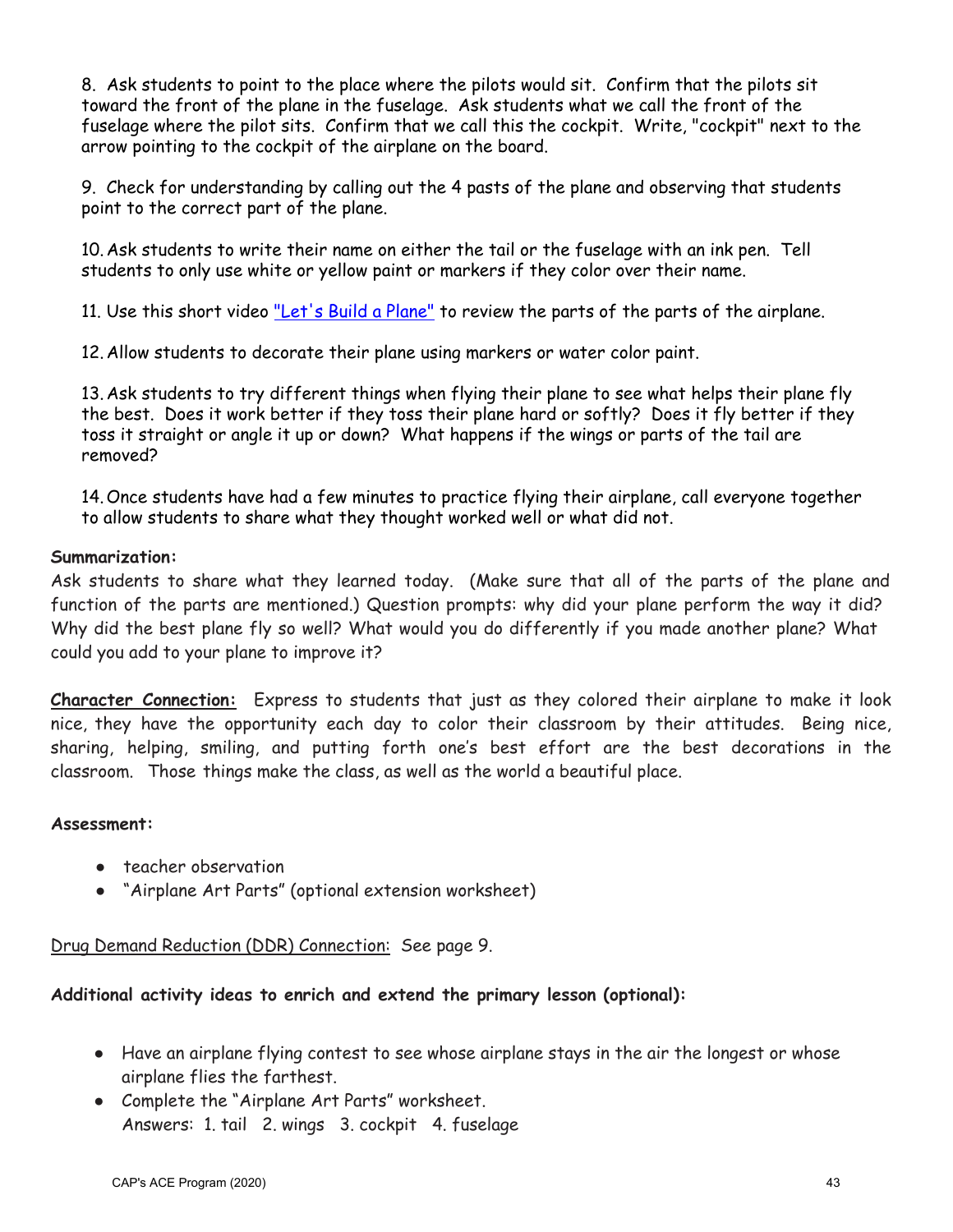8. Ask students to point to the place where the pilots would sit. Confirm that the pilots sit toward the front of the plane in the fuselage. Ask students what we call the front of the fuselage where the pilot sits. Confirm that we call this the cockpit. Write, "cockpit" next to the arrow pointing to the cockpit of the airplane on the board.

9. Check for understanding by calling out the 4 pasts of the plane and observing that students point to the correct part of the plane.

10. Ask students to write their name on either the tail or the fuselage with an ink pen. Tell students to only use white or yellow paint or markers if they color over their name.

11. Use this short video "Let's Build a Plane" to review the parts of the parts of the airplane.

12. Allow students to decorate their plane using markers or water color paint.

13. Ask students to try different things when flying their plane to see what helps their plane fly the best. Does it work better if they toss their plane hard or softly? Does it fly better if they toss it straight or angle it up or down? What happens if the wings or parts of the tail are removed?

14. Once students have had a few minutes to practice flying their airplane, call everyone together to allow students to share what they thought worked well or what did not.

**Summarization:**

Ask students to share what they learned today. (Make sure that all of the parts of the plane and function of the parts are mentioned.) Question prompts: why did your plane perform the way it did? Why did the best plane fly so well? What would you do differently if you made another plane? What could you add to your plane to improve it?

**Character Connection:** Express to students that just as they colored their airplane to make it look nice, they have the opportunity each day to color their classroom by their attitudes. Being nice, sharing, helping, smiling, and putting forth one's best effort are the best decorations in the classroom. Those things make the class, as well as the world a beautiful place.

**Assessment:**

- teacher observation
- "Airplane Art Parts" (optional extension worksheet)

Drug Demand Reduction (DDR) Connection: See page 9.

**Additional activity ideas to enrich and extend the primary lesson (optional):**

- Have an airplane flying contest to see whose airplane stays in the air the longest or whose airplane flies the farthest.
- Complete the "Airplane Art Parts" worksheet.
  Answers: 1. tail 2. wings 3. cockpit 4. fuselage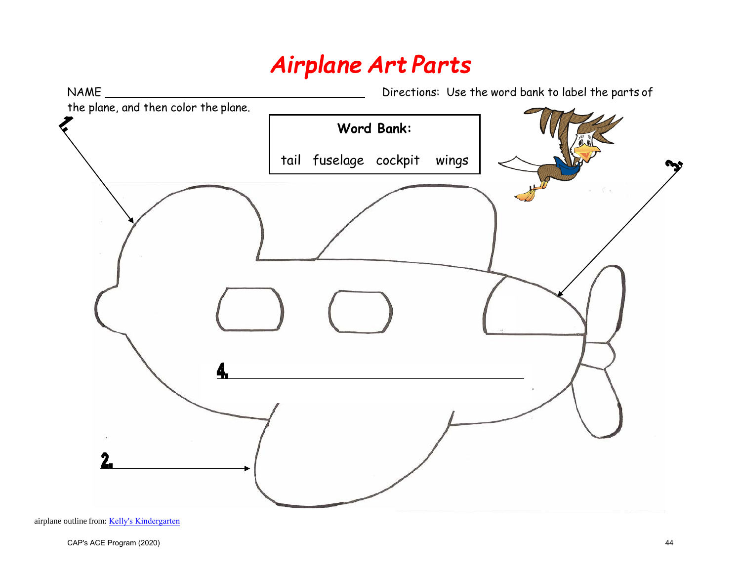# *Airplane Art Parts*

NAME ___________________________________ Directions: Use the word bank to label the parts of the plane, and then color the plane.

**Word Bank:**

tail fuselage cockpit wings

1.

3.

4. ___________________________________

2. ___________

airplane outline from: [Kelly's Kindergarten]

CAP's ACE Program (2020)